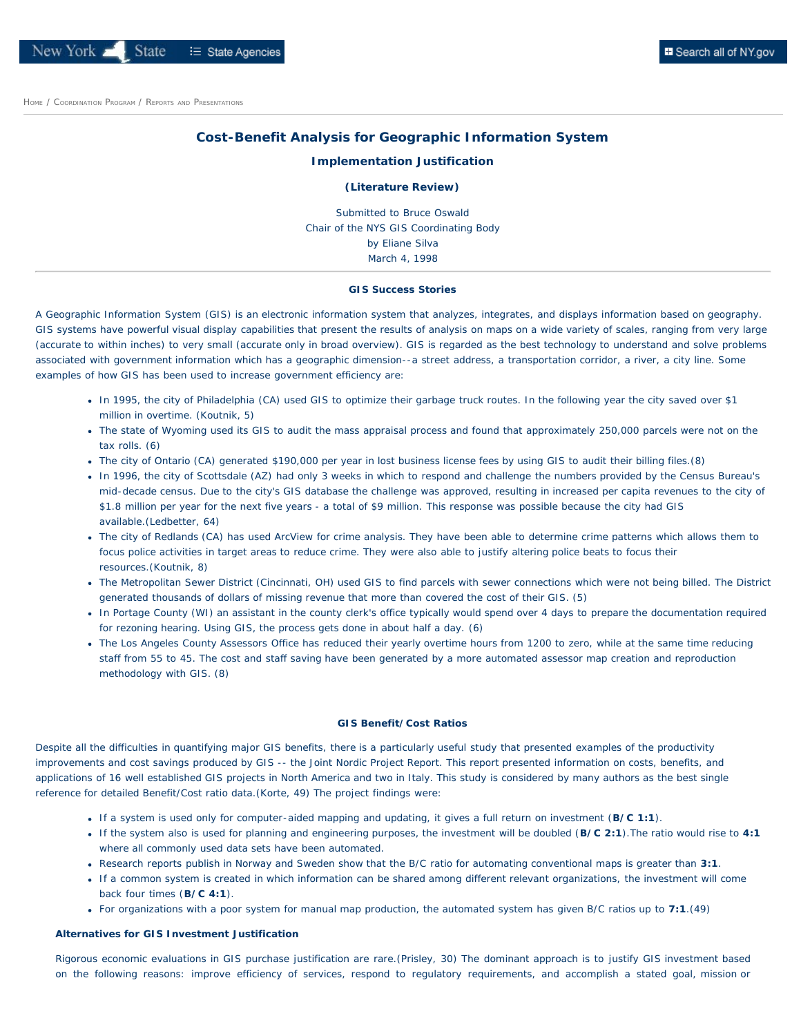# Cost-Benefit Analysis for Geographic Information System

## Implementation Justification

### (Literature Review)

Submitted to Bruce Oswald
Chair of the NYS GIS Coordinating Body
by Eliane Silva
March 4, 1998

---

#### GIS Success Stories

A Geographic Information System (GIS) is an electronic information system that analyzes, integrates, and displays information based on geography. GIS systems have powerful visual display capabilities that present the results of analysis on maps on a wide variety of scales, ranging from very large (accurate to within inches) to very small (accurate only in broad overview). GIS is regarded as the best technology to understand and solve problems associated with government information which has a geographic dimension--a street address, a transportation corridor, a river, a city line. Some examples of how GIS has been used to increase government efficiency are:

- In 1995, the city of Philadelphia (CA) used GIS to optimize their garbage truck routes. In the following year the city saved over $1 million in overtime. (Koutnik, 5)
- The state of Wyoming used its GIS to audit the mass appraisal process and found that approximately 250,000 parcels were not on the tax rolls. (6)
- The city of Ontario (CA) generated $190,000 per year in lost business license fees by using GIS to audit their billing files.(8)
- In 1996, the city of Scottsdale (AZ) had only 3 weeks in which to respond and challenge the numbers provided by the Census Bureau's mid-decade census. Due to the city's GIS database the challenge was approved, resulting in increased per capita revenues to the city of $1.8 million per year for the next five years - a total of $9 million. This response was possible because the city had GIS available.(Ledbetter, 64)
- The city of Redlands (CA) has used ArcView for crime analysis. They have been able to determine crime patterns which allows them to focus police activities in target areas to reduce crime. They were also able to justify altering police beats to focus their resources.(Koutnik, 8)
- The Metropolitan Sewer District (Cincinnati, OH) used GIS to find parcels with sewer connections which were not being billed. The District generated thousands of dollars of missing revenue that more than covered the cost of their GIS. (5)
- In Portage County (WI) an assistant in the county clerk's office typically would spend over 4 days to prepare the documentation required for rezoning hearing. Using GIS, the process gets done in about half a day. (6)
- The Los Angeles County Assessors Office has reduced their yearly overtime hours from 1200 to zero, while at the same time reducing staff from 55 to 45. The cost and staff saving have been generated by a more automated assessor map creation and reproduction methodology with GIS. (8)

#### GIS Benefit/Cost Ratios

Despite all the difficulties in quantifying major GIS benefits, there is a particularly useful study that presented examples of the productivity improvements and cost savings produced by GIS -- the Joint Nordic Project Report. This report presented information on costs, benefits, and applications of 16 well established GIS projects in North America and two in Italy. This study is considered by many authors as the best single reference for detailed Benefit/Cost ratio data.(Korte, 49) The project findings were:

- If a system is used only for computer-aided mapping and updating, it gives a full return on investment (**B/C 1:1**).
- If the system also is used for planning and engineering purposes, the investment will be doubled (**B/C 2:1**).The ratio would rise to **4:1** where all commonly used data sets have been automated.
- Research reports publish in Norway and Sweden show that the B/C ratio for automating conventional maps is greater than **3:1**.
- If a common system is created in which information can be shared among different relevant organizations, the investment will come back four times (**B/C 4:1**).
- For organizations with a poor system for manual map production, the automated system has given B/C ratios up to **7:1**.(49)

#### Alternatives for GIS Investment Justification

Rigorous economic evaluations in GIS purchase justification are rare.(Prisley, 30) The dominant approach is to justify GIS investment based on the following reasons: improve efficiency of services, respond to regulatory requirements, and accomplish a stated goal, mission or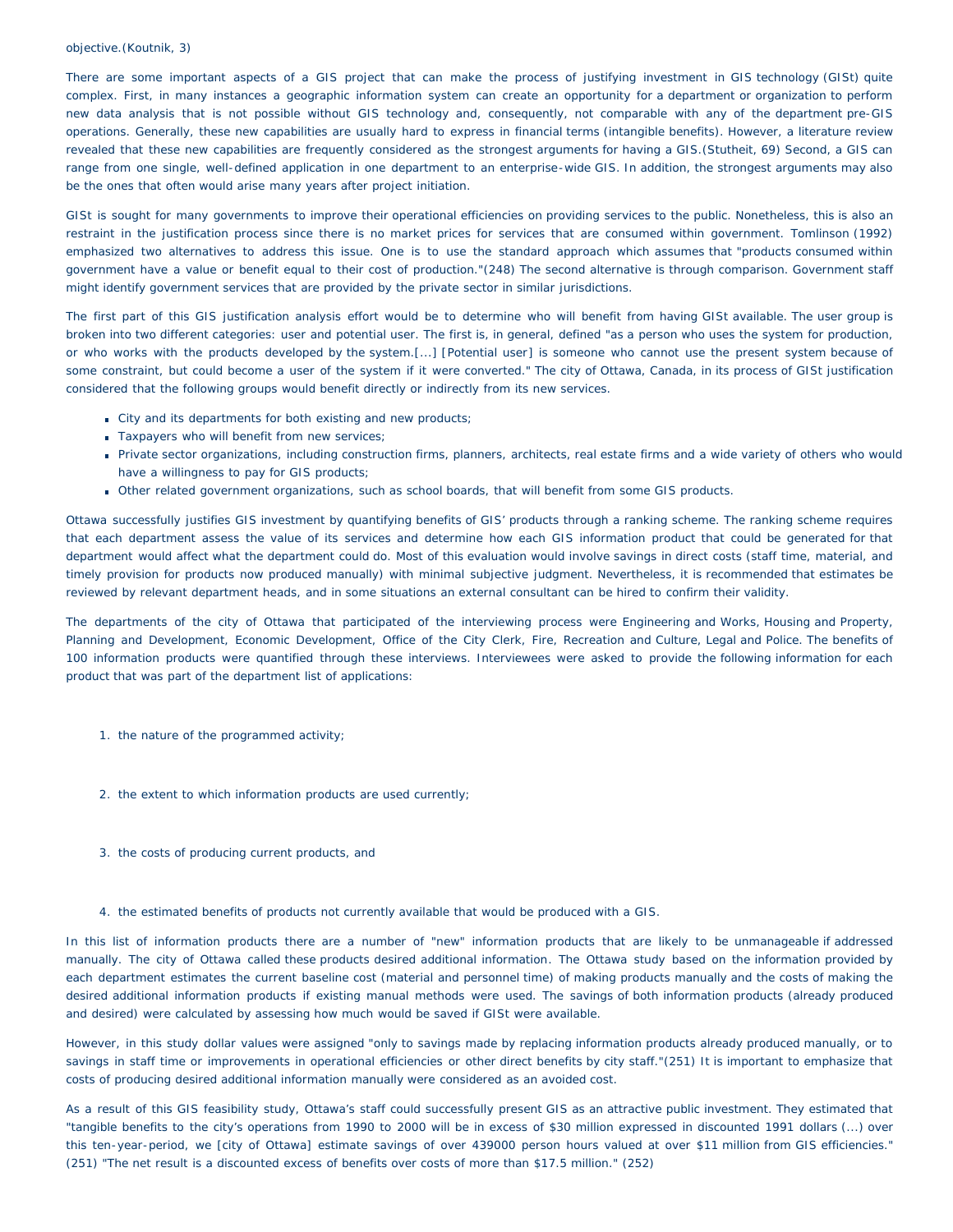objective.(Koutnik, 3)

There are some important aspects of a GIS project that can make the process of justifying investment in GIS technology (GISt) quite complex. First, in many instances a geographic information system can create an opportunity for a department or organization to perform new data analysis that is not possible without GIS technology and, consequently, not comparable with any of the department pre-GIS operations. Generally, these new capabilities are usually hard to express in financial terms (intangible benefits). However, a literature review revealed that these new capabilities are frequently considered as the strongest arguments for having a GIS.(Stutheit, 69) Second, a GIS can range from one single, well-defined application in one department to an enterprise-wide GIS. In addition, the strongest arguments may also be the ones that often would arise many years after project initiation.

GISt is sought for many governments to improve their operational efficiencies on providing services to the public. Nonetheless, this is also an restraint in the justification process since there is no market prices for services that are consumed within government. Tomlinson (1992) emphasized two alternatives to address this issue. One is to use the standard approach which assumes that "products consumed within government have a value or benefit equal to their cost of production."(248) The second alternative is through comparison. Government staff might identify government services that are provided by the private sector in similar jurisdictions.

The first part of this GIS justification analysis effort would be to determine who will benefit from having GISt available. The user group is broken into two different categories: user and potential user. The first is, in general, defined "as a person who uses the system for production, or who works with the products developed by the system.[...] [Potential user] is someone who cannot use the present system because of some constraint, but could become a user of the system if it were converted." The city of Ottawa, Canada, in its process of GISt justification considered that the following groups would benefit directly or indirectly from its new services.

- City and its departments for both existing and new products;
- Taxpayers who will benefit from new services;
- Private sector organizations, including construction firms, planners, architects, real estate firms and a wide variety of others who would have a willingness to pay for GIS products;
- Other related government organizations, such as school boards, that will benefit from some GIS products.

Ottawa successfully justifies GIS investment by quantifying benefits of GIS' products through a ranking scheme. The ranking scheme requires that each department assess the value of its services and determine how each GIS information product that could be generated for that department would affect what the department could do. Most of this evaluation would involve savings in direct costs (staff time, material, and timely provision for products now produced manually) with minimal subjective judgment. Nevertheless, it is recommended that estimates be reviewed by relevant department heads, and in some situations an external consultant can be hired to confirm their validity.

The departments of the city of Ottawa that participated of the interviewing process were Engineering and Works, Housing and Property, Planning and Development, Economic Development, Office of the City Clerk, Fire, Recreation and Culture, Legal and Police. The benefits of 100 information products were quantified through these interviews. Interviewees were asked to provide the following information for each product that was part of the department list of applications:

1. the nature of the programmed activity;
2. the extent to which information products are used currently;
3. the costs of producing current products, and
4. the estimated benefits of products not currently available that would be produced with a GIS.

In this list of information products there are a number of "new" information products that are likely to be unmanageable if addressed manually. The city of Ottawa called these products desired additional information. The Ottawa study based on the information provided by each department estimates the current baseline cost (material and personnel time) of making products manually and the costs of making the desired additional information products if existing manual methods were used. The savings of both information products (already produced and desired) were calculated by assessing how much would be saved if GISt were available.

However, in this study dollar values were assigned "only to savings made by replacing information products already produced manually, or to savings in staff time or improvements in operational efficiencies or other direct benefits by city staff."(251) It is important to emphasize that costs of producing desired additional information manually were considered as an avoided cost.

As a result of this GIS feasibility study, Ottawa's staff could successfully present GIS as an attractive public investment. They estimated that "tangible benefits to the city's operations from 1990 to 2000 will be in excess of $30 million expressed in discounted 1991 dollars (...) over this ten-year-period, we [city of Ottawa] estimate savings of over 439000 person hours valued at over $11 million from GIS efficiencies." (251) "The net result is a discounted excess of benefits over costs of more than $17.5 million." (252)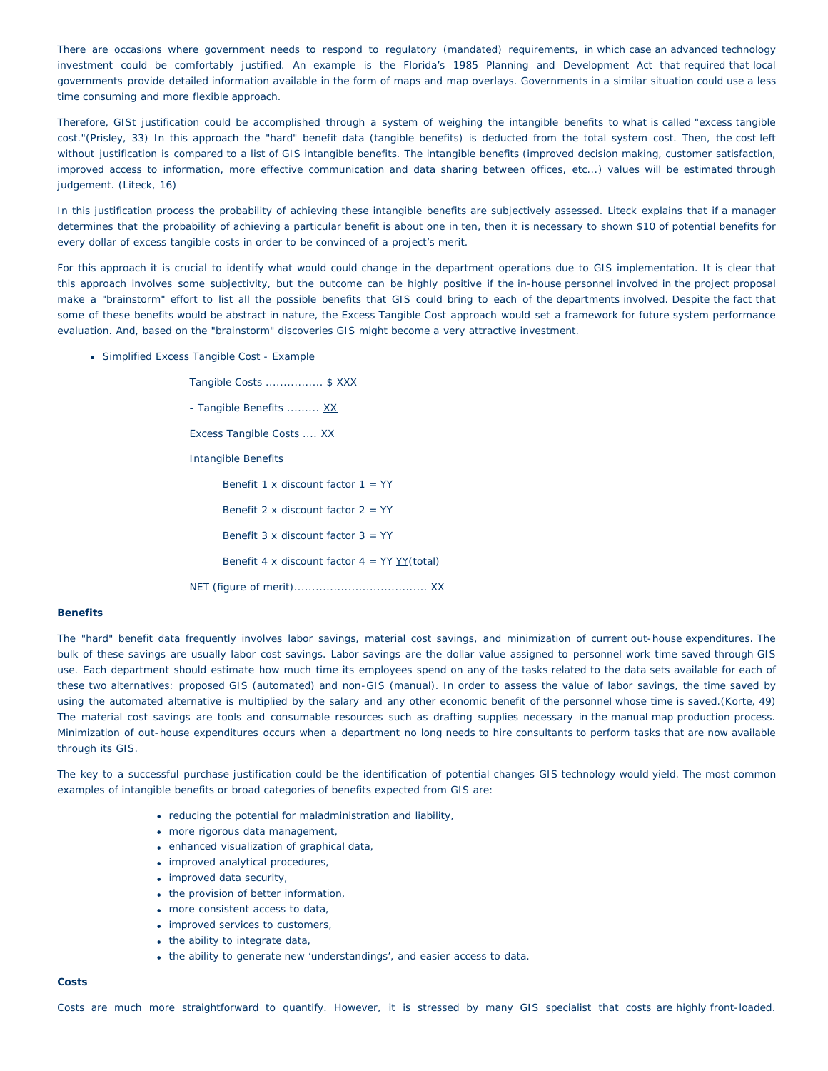There are occasions where government needs to respond to regulatory (mandated) requirements, in which case an advanced technology investment could be comfortably justified. An example is the Florida's 1985 Planning and Development Act that required that local governments provide detailed information available in the form of maps and map overlays. Governments in a similar situation could use a less time consuming and more flexible approach.

Therefore, GISt justification could be accomplished through a system of weighing the intangible benefits to what is called "excess tangible cost."(Prisley, 33) In this approach the "hard" benefit data (tangible benefits) is deducted from the total system cost. Then, the cost left without justification is compared to a list of GIS intangible benefits. The intangible benefits (improved decision making, customer satisfaction, improved access to information, more effective communication and data sharing between offices, etc...) values will be estimated through judgement. (Liteck, 16)

In this justification process the probability of achieving these intangible benefits are subjectively assessed. Liteck explains that if a manager determines that the probability of achieving a particular benefit is about one in ten, then it is necessary to shown $10 of potential benefits for every dollar of excess tangible costs in order to be convinced of a project's merit.

For this approach it is crucial to identify what would could change in the department operations due to GIS implementation. It is clear that this approach involves some subjectivity, but the outcome can be highly positive if the in-house personnel involved in the project proposal make a "brainstorm" effort to list all the possible benefits that GIS could bring to each of the departments involved. Despite the fact that some of these benefits would be abstract in nature, the Excess Tangible Cost approach would set a framework for future system performance evaluation. And, based on the "brainstorm" discoveries GIS might become a very attractive investment.

- Simplified Excess Tangible Cost - Example

  Tangible Costs ................ $ XXX

  **-** Tangible Benefits ......... <u>XX</u>

  Excess Tangible Costs .... XX

  Intangible Benefits

  Benefit 1 x discount factor 1 = YY

  Benefit 2 x discount factor 2 = YY

  Benefit 3 x discount factor 3 = YY

  Benefit 4 x discount factor 4 = YY <u>YY</u>(total)

  NET (figure of merit)..................................... XX

**Benefits**

The "hard" benefit data frequently involves labor savings, material cost savings, and minimization of current out-house expenditures. The bulk of these savings are usually labor cost savings. Labor savings are the dollar value assigned to personnel work time saved through GIS use. Each department should estimate how much time its employees spend on any of the tasks related to the data sets available for each of these two alternatives: proposed GIS (automated) and non-GIS (manual). In order to assess the value of labor savings, the time saved by using the automated alternative is multiplied by the salary and any other economic benefit of the personnel whose time is saved.(Korte, 49) The material cost savings are tools and consumable resources such as drafting supplies necessary in the manual map production process. Minimization of out-house expenditures occurs when a department no long needs to hire consultants to perform tasks that are now available through its GIS.

The key to a successful purchase justification could be the identification of potential changes GIS technology would yield. The most common examples of intangible benefits or broad categories of benefits expected from GIS are:

- reducing the potential for maladministration and liability,
- more rigorous data management,
- enhanced visualization of graphical data,
- improved analytical procedures,
- improved data security,
- the provision of better information,
- more consistent access to data,
- improved services to customers,
- the ability to integrate data,
- the ability to generate new 'understandings', and easier access to data.

**Costs**

Costs are much more straightforward to quantify. However, it is stressed by many GIS specialist that costs are highly front-loaded.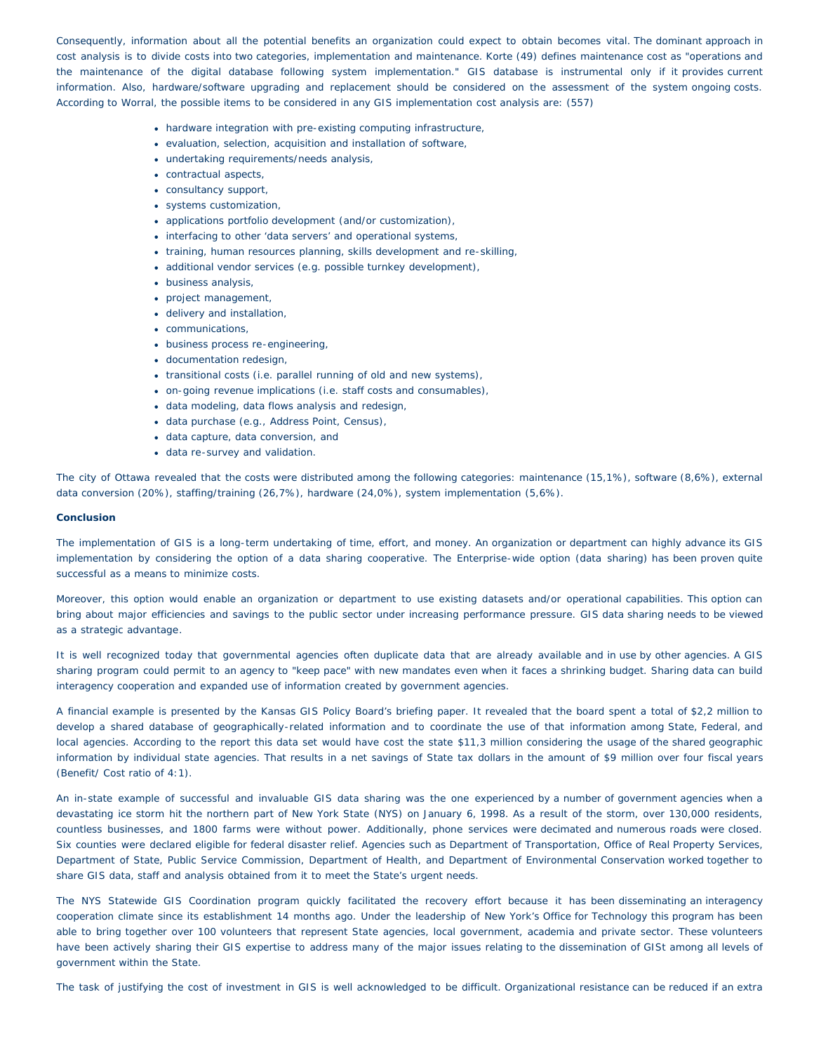Consequently, information about all the potential benefits an organization could expect to obtain becomes vital. The dominant approach in cost analysis is to divide costs into two categories, implementation and maintenance. Korte (49) defines maintenance cost as "operations and the maintenance of the digital database following system implementation." GIS database is instrumental only if it provides current information. Also, hardware/software upgrading and replacement should be considered on the assessment of the system ongoing costs. According to Worral, the possible items to be considered in any GIS implementation cost analysis are: (557)

- hardware integration with pre-existing computing infrastructure,
- evaluation, selection, acquisition and installation of software,
- undertaking requirements/needs analysis,
- contractual aspects,
- consultancy support,
- systems customization,
- applications portfolio development (and/or customization),
- interfacing to other 'data servers' and operational systems,
- training, human resources planning, skills development and re-skilling,
- additional vendor services (e.g. possible turnkey development),
- business analysis,
- project management,
- delivery and installation,
- communications,
- business process re-engineering,
- documentation redesign,
- transitional costs (i.e. parallel running of old and new systems),
- on-going revenue implications (i.e. staff costs and consumables),
- data modeling, data flows analysis and redesign,
- data purchase (e.g., Address Point, Census),
- data capture, data conversion, and
- data re-survey and validation.

The city of Ottawa revealed that the costs were distributed among the following categories: maintenance (15,1%), software (8,6%), external data conversion (20%), staffing/training (26,7%), hardware (24,0%), system implementation (5,6%).

**Conclusion**

The implementation of GIS is a long-term undertaking of time, effort, and money. An organization or department can highly advance its GIS implementation by considering the option of a data sharing cooperative. The Enterprise-wide option (data sharing) has been proven quite successful as a means to minimize costs.

Moreover, this option would enable an organization or department to use existing datasets and/or operational capabilities. This option can bring about major efficiencies and savings to the public sector under increasing performance pressure. GIS data sharing needs to be viewed as a strategic advantage.

It is well recognized today that governmental agencies often duplicate data that are already available and in use by other agencies. A GIS sharing program could permit to an agency to "keep pace" with new mandates even when it faces a shrinking budget. Sharing data can build interagency cooperation and expanded use of information created by government agencies.

A financial example is presented by the Kansas GIS Policy Board's briefing paper. It revealed that the board spent a total of $2,2 million to develop a shared database of geographically-related information and to coordinate the use of that information among State, Federal, and local agencies. According to the report this data set would have cost the state $11,3 million considering the usage of the shared geographic information by individual state agencies. That results in a net savings of State tax dollars in the amount of $9 million over four fiscal years (Benefit/ Cost ratio of 4:1).

An in-state example of successful and invaluable GIS data sharing was the one experienced by a number of government agencies when a devastating ice storm hit the northern part of New York State (NYS) on January 6, 1998. As a result of the storm, over 130,000 residents, countless businesses, and 1800 farms were without power. Additionally, phone services were decimated and numerous roads were closed. Six counties were declared eligible for federal disaster relief. Agencies such as Department of Transportation, Office of Real Property Services, Department of State, Public Service Commission, Department of Health, and Department of Environmental Conservation worked together to share GIS data, staff and analysis obtained from it to meet the State's urgent needs.

The NYS Statewide GIS Coordination program quickly facilitated the recovery effort because it has been disseminating an interagency cooperation climate since its establishment 14 months ago. Under the leadership of New York's Office for Technology this program has been able to bring together over 100 volunteers that represent State agencies, local government, academia and private sector. These volunteers have been actively sharing their GIS expertise to address many of the major issues relating to the dissemination of GISt among all levels of government within the State.

The task of justifying the cost of investment in GIS is well acknowledged to be difficult. Organizational resistance can be reduced if an extra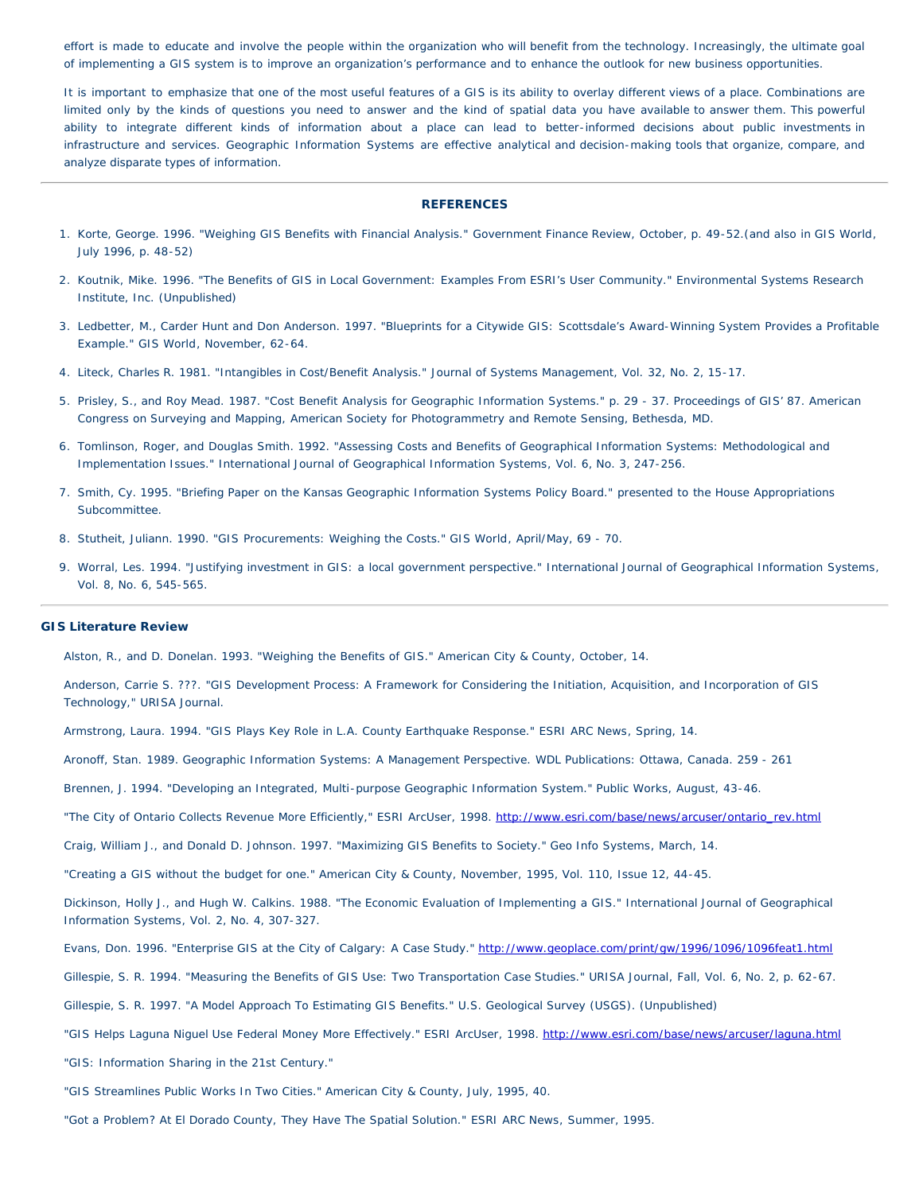effort is made to educate and involve the people within the organization who will benefit from the technology. Increasingly, the ultimate goal of implementing a GIS system is to improve an organization's performance and to enhance the outlook for new business opportunities.

It is important to emphasize that one of the most useful features of a GIS is its ability to overlay different views of a place. Combinations are limited only by the kinds of questions you need to answer and the kind of spatial data you have available to answer them. This powerful ability to integrate different kinds of information about a place can lead to better-informed decisions about public investments in infrastructure and services. Geographic Information Systems are effective analytical and decision-making tools that organize, compare, and analyze disparate types of information.

---

## REFERENCES

1. Korte, George. 1996. "Weighing GIS Benefits with Financial Analysis." Government Finance Review, October, p. 49-52.(and also in GIS World, July 1996, p. 48-52)
2. Koutnik, Mike. 1996. "The Benefits of GIS in Local Government: Examples From ESRI's User Community." Environmental Systems Research Institute, Inc. (Unpublished)
3. Ledbetter, M., Carder Hunt and Don Anderson. 1997. "Blueprints for a Citywide GIS: Scottsdale's Award-Winning System Provides a Profitable Example." GIS World, November, 62-64.
4. Liteck, Charles R. 1981. "Intangibles in Cost/Benefit Analysis." Journal of Systems Management, Vol. 32, No. 2, 15-17.
5. Prisley, S., and Roy Mead. 1987. "Cost Benefit Analysis for Geographic Information Systems." p. 29 - 37. Proceedings of GIS' 87. American Congress on Surveying and Mapping, American Society for Photogrammetry and Remote Sensing, Bethesda, MD.
6. Tomlinson, Roger, and Douglas Smith. 1992. "Assessing Costs and Benefits of Geographical Information Systems: Methodological and Implementation Issues." International Journal of Geographical Information Systems, Vol. 6, No. 3, 247-256.
7. Smith, Cy. 1995. "Briefing Paper on the Kansas Geographic Information Systems Policy Board." presented to the House Appropriations Subcommittee.
8. Stutheit, Juliann. 1990. "GIS Procurements: Weighing the Costs." GIS World, April/May, 69 - 70.
9. Worral, Les. 1994. "Justifying investment in GIS: a local government perspective." International Journal of Geographical Information Systems, Vol. 8, No. 6, 545-565.

---

### GIS Literature Review

Alston, R., and D. Donelan. 1993. "Weighing the Benefits of GIS." American City & County, October, 14.

Anderson, Carrie S. ???. "GIS Development Process: A Framework for Considering the Initiation, Acquisition, and Incorporation of GIS Technology," URISA Journal.

Armstrong, Laura. 1994. "GIS Plays Key Role in L.A. County Earthquake Response." ESRI ARC News, Spring, 14.

Aronoff, Stan. 1989. Geographic Information Systems: A Management Perspective. WDL Publications: Ottawa, Canada. 259 - 261

Brennen, J. 1994. "Developing an Integrated, Multi-purpose Geographic Information System." Public Works, August, 43-46.

"The City of Ontario Collects Revenue More Efficiently," ESRI ArcUser, 1998. http://www.esri.com/base/news/arcuser/ontario_rev.html

Craig, William J., and Donald D. Johnson. 1997. "Maximizing GIS Benefits to Society." Geo Info Systems, March, 14.

"Creating a GIS without the budget for one." American City & County, November, 1995, Vol. 110, Issue 12, 44-45.

Dickinson, Holly J., and Hugh W. Calkins. 1988. "The Economic Evaluation of Implementing a GIS." International Journal of Geographical Information Systems, Vol. 2, No. 4, 307-327.

Evans, Don. 1996. "Enterprise GIS at the City of Calgary: A Case Study." http://www.geoplace.com/print/gw/1996/1096/1096feat1.html

Gillespie, S. R. 1994. "Measuring the Benefits of GIS Use: Two Transportation Case Studies." URISA Journal, Fall, Vol. 6, No. 2, p. 62-67.

Gillespie, S. R. 1997. "A Model Approach To Estimating GIS Benefits." U.S. Geological Survey (USGS). (Unpublished)

"GIS Helps Laguna Niguel Use Federal Money More Effectively." ESRI ArcUser, 1998. http://www.esri.com/base/news/arcuser/laguna.html

"GIS: Information Sharing in the 21st Century."

"GIS Streamlines Public Works In Two Cities." American City & County, July, 1995, 40.

"Got a Problem? At El Dorado County, They Have The Spatial Solution." ESRI ARC News, Summer, 1995.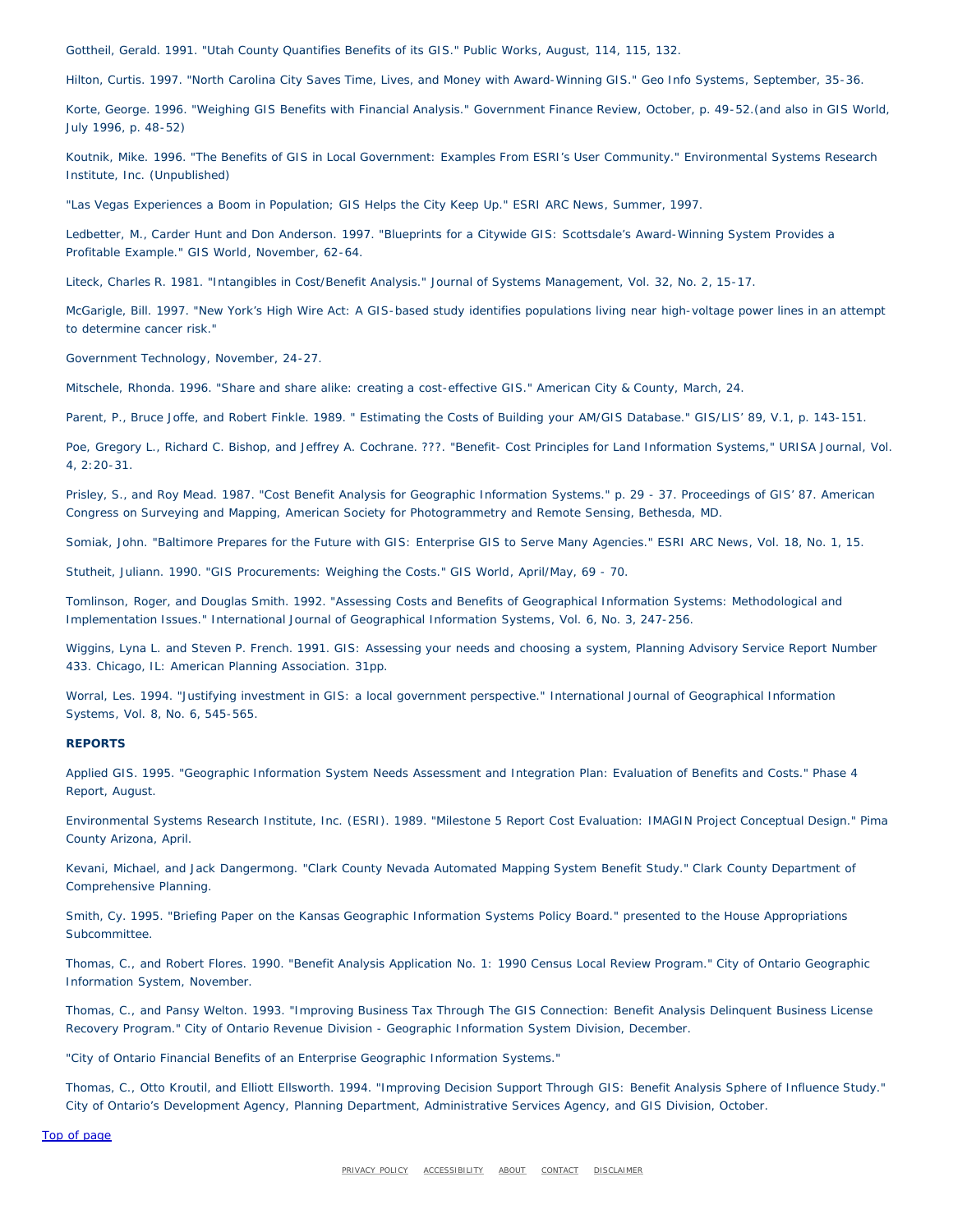Gottheil, Gerald. 1991. "Utah County Quantifies Benefits of its GIS." Public Works, August, 114, 115, 132.

Hilton, Curtis. 1997. "North Carolina City Saves Time, Lives, and Money with Award-Winning GIS." Geo Info Systems, September, 35-36.

Korte, George. 1996. "Weighing GIS Benefits with Financial Analysis." Government Finance Review, October, p. 49-52.(and also in GIS World, July 1996, p. 48-52)

Koutnik, Mike. 1996. "The Benefits of GIS in Local Government: Examples From ESRI's User Community." Environmental Systems Research Institute, Inc. (Unpublished)

"Las Vegas Experiences a Boom in Population; GIS Helps the City Keep Up." ESRI ARC News, Summer, 1997.

Ledbetter, M., Carder Hunt and Don Anderson. 1997. "Blueprints for a Citywide GIS: Scottsdale's Award-Winning System Provides a Profitable Example." GIS World, November, 62-64.

Liteck, Charles R. 1981. "Intangibles in Cost/Benefit Analysis." Journal of Systems Management, Vol. 32, No. 2, 15-17.

McGarigle, Bill. 1997. "New York's High Wire Act: A GIS-based study identifies populations living near high-voltage power lines in an attempt to determine cancer risk."

Government Technology, November, 24-27.

Mitschele, Rhonda. 1996. "Share and share alike: creating a cost-effective GIS." American City & County, March, 24.

Parent, P., Bruce Joffe, and Robert Finkle. 1989. " Estimating the Costs of Building your AM/GIS Database." GIS/LIS' 89, V.1, p. 143-151.

Poe, Gregory L., Richard C. Bishop, and Jeffrey A. Cochrane. ???. "Benefit- Cost Principles for Land Information Systems," URISA Journal, Vol. 4, 2:20-31.

Prisley, S., and Roy Mead. 1987. "Cost Benefit Analysis for Geographic Information Systems." p. 29 - 37. Proceedings of GIS' 87. American Congress on Surveying and Mapping, American Society for Photogrammetry and Remote Sensing, Bethesda, MD.

Somiak, John. "Baltimore Prepares for the Future with GIS: Enterprise GIS to Serve Many Agencies." ESRI ARC News, Vol. 18, No. 1, 15.

Stutheit, Juliann. 1990. "GIS Procurements: Weighing the Costs." GIS World, April/May, 69 - 70.

Tomlinson, Roger, and Douglas Smith. 1992. "Assessing Costs and Benefits of Geographical Information Systems: Methodological and Implementation Issues." International Journal of Geographical Information Systems, Vol. 6, No. 3, 247-256.

Wiggins, Lyna L. and Steven P. French. 1991. GIS: Assessing your needs and choosing a system, Planning Advisory Service Report Number 433. Chicago, IL: American Planning Association. 31pp.

Worral, Les. 1994. "Justifying investment in GIS: a local government perspective." International Journal of Geographical Information Systems, Vol. 8, No. 6, 545-565.

**REPORTS**

Applied GIS. 1995. "Geographic Information System Needs Assessment and Integration Plan: Evaluation of Benefits and Costs." Phase 4 Report, August.

Environmental Systems Research Institute, Inc. (ESRI). 1989. "Milestone 5 Report Cost Evaluation: IMAGIN Project Conceptual Design." Pima County Arizona, April.

Kevani, Michael, and Jack Dangermong. "Clark County Nevada Automated Mapping System Benefit Study." Clark County Department of Comprehensive Planning.

Smith, Cy. 1995. "Briefing Paper on the Kansas Geographic Information Systems Policy Board." presented to the House Appropriations Subcommittee.

Thomas, C., and Robert Flores. 1990. "Benefit Analysis Application No. 1: 1990 Census Local Review Program." City of Ontario Geographic Information System, November.

Thomas, C., and Pansy Welton. 1993. "Improving Business Tax Through The GIS Connection: Benefit Analysis Delinquent Business License Recovery Program." City of Ontario Revenue Division - Geographic Information System Division, December.

"City of Ontario Financial Benefits of an Enterprise Geographic Information Systems."

Thomas, C., Otto Kroutil, and Elliott Ellsworth. 1994. "Improving Decision Support Through GIS: Benefit Analysis Sphere of Influence Study." City of Ontario's Development Agency, Planning Department, Administrative Services Agency, and GIS Division, October.

Top of page

PRIVACY POLICY ACCESSIBILITY ABOUT CONTACT DISCLAIMER